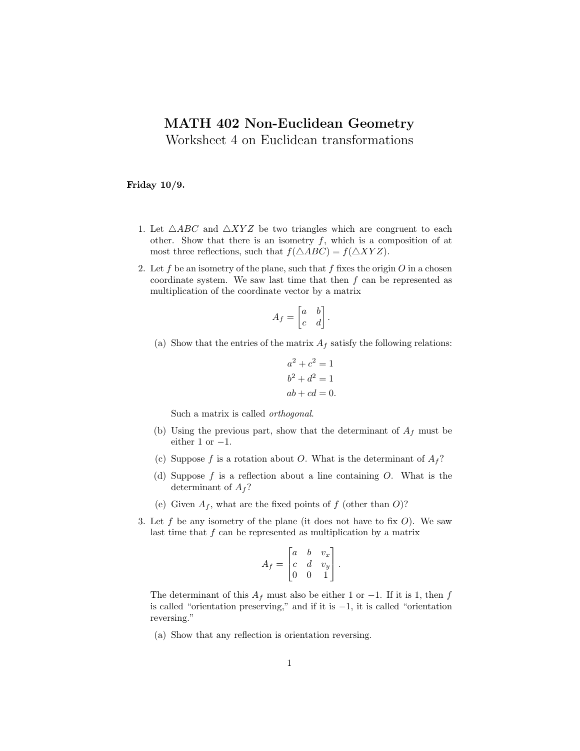# MATH 402 Non-Euclidean Geometry

## Worksheet 4 on Euclidean transformations

**Friday 10/9.**

1. Let $\triangle ABC$ and $\triangle XYZ$ be two triangles which are congruent to each other. Show that there is an isometry $f$, which is a composition of at most three reflections, such that $f(\triangle ABC) = f(\triangle XYZ)$.

2. Let $f$ be an isometry of the plane, such that $f$ fixes the origin $O$ in a chosen coordinate system. We saw last time that then $f$ can be represented as multiplication of the coordinate vector by a matrix

$$A_f = \begin{bmatrix} a & b \\ c & d \end{bmatrix}.$$

   (a) Show that the entries of the matrix $A_f$ satisfy the following relations:

$$a^2 + c^2 = 1$$
$$b^2 + d^2 = 1$$
$$ab + cd = 0.$$

   Such a matrix is called *orthogonal*.

   (b) Using the previous part, show that the determinant of $A_f$ must be either 1 or $-1$.

   (c) Suppose $f$ is a rotation about $O$. What is the determinant of $A_f$?

   (d) Suppose $f$ is a reflection about a line containing $O$. What is the determinant of $A_f$?

   (e) Given $A_f$, what are the fixed points of $f$ (other than $O$)?

3. Let $f$ be any isometry of the plane (it does not have to fix $O$). We saw last time that $f$ can be represented as multiplication by a matrix

$$A_f = \begin{bmatrix} a & b & v_x \\ c & d & v_y \\ 0 & 0 & 1 \end{bmatrix}.$$

   The determinant of this $A_f$ must also be either 1 or $-1$. If it is 1, then $f$ is called "orientation preserving," and if it is $-1$, it is called "orientation reversing."

   (a) Show that any reflection is orientation reversing.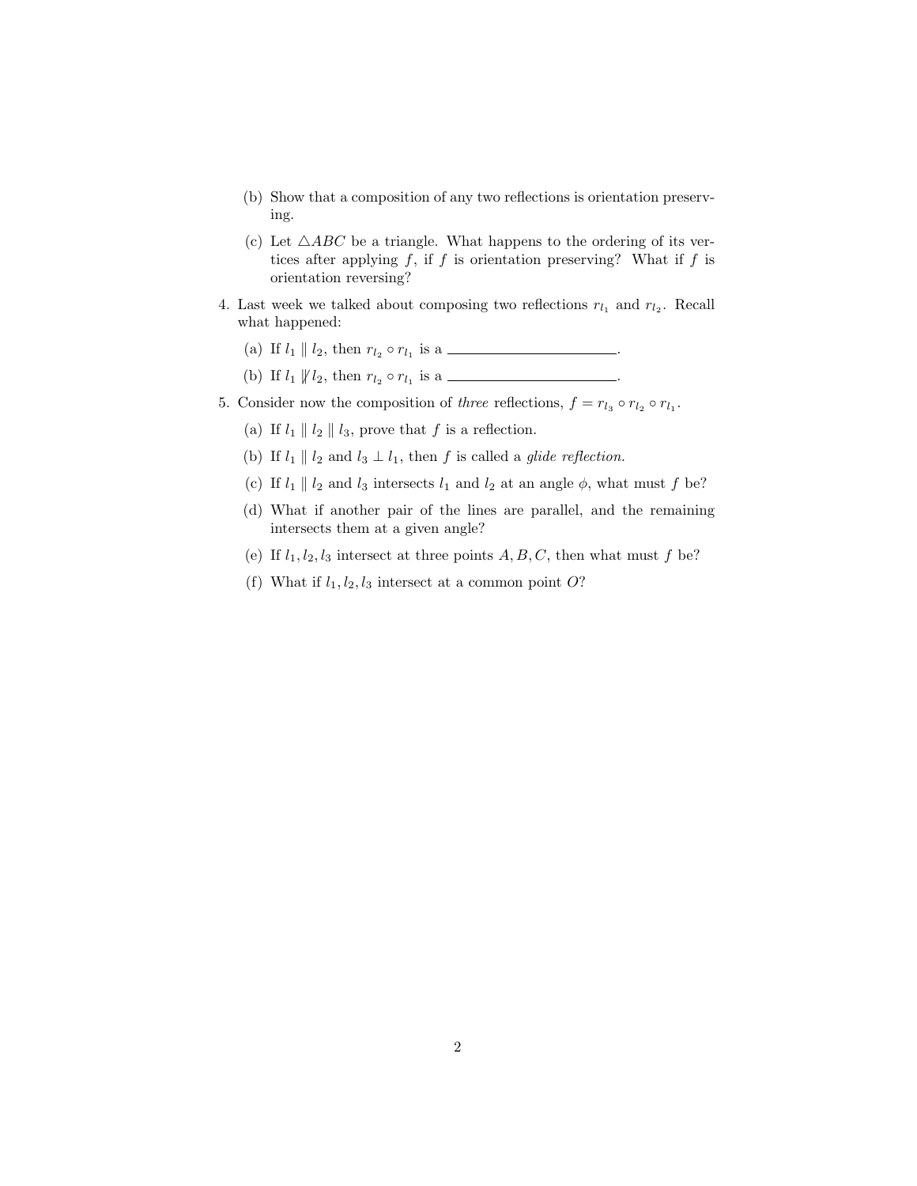(b) Show that a composition of any two reflections is orientation preserving.

(c) Let $\triangle ABC$ be a triangle. What happens to the ordering of its vertices after applying $f$, if $f$ is orientation preserving? What if $f$ is orientation reversing?

4. Last week we talked about composing two reflections $r_{l_1}$ and $r_{l_2}$. Recall what happened:

   (a) If $l_1 \parallel l_2$, then $r_{l_2} \circ r_{l_1}$ is a \_\_\_\_\_\_\_\_\_\_\_\_\_\_\_\_\_\_\_\_\_\_\_\_.

   (b) If $l_1 \nparallel l_2$, then $r_{l_2} \circ r_{l_1}$ is a \_\_\_\_\_\_\_\_\_\_\_\_\_\_\_\_\_\_\_\_\_\_\_\_.

5. Consider now the composition of *three* reflections, $f = r_{l_3} \circ r_{l_2} \circ r_{l_1}$.

   (a) If $l_1 \parallel l_2 \parallel l_3$, prove that $f$ is a reflection.

   (b) If $l_1 \parallel l_2$ and $l_3 \perp l_1$, then $f$ is called a *glide reflection.*

   (c) If $l_1 \parallel l_2$ and $l_3$ intersects $l_1$ and $l_2$ at an angle $\phi$, what must $f$ be?

   (d) What if another pair of the lines are parallel, and the remaining intersects them at a given angle?

   (e) If $l_1, l_2, l_3$ intersect at three points $A, B, C$, then what must $f$ be?

   (f) What if $l_1, l_2, l_3$ intersect at a common point $O$?